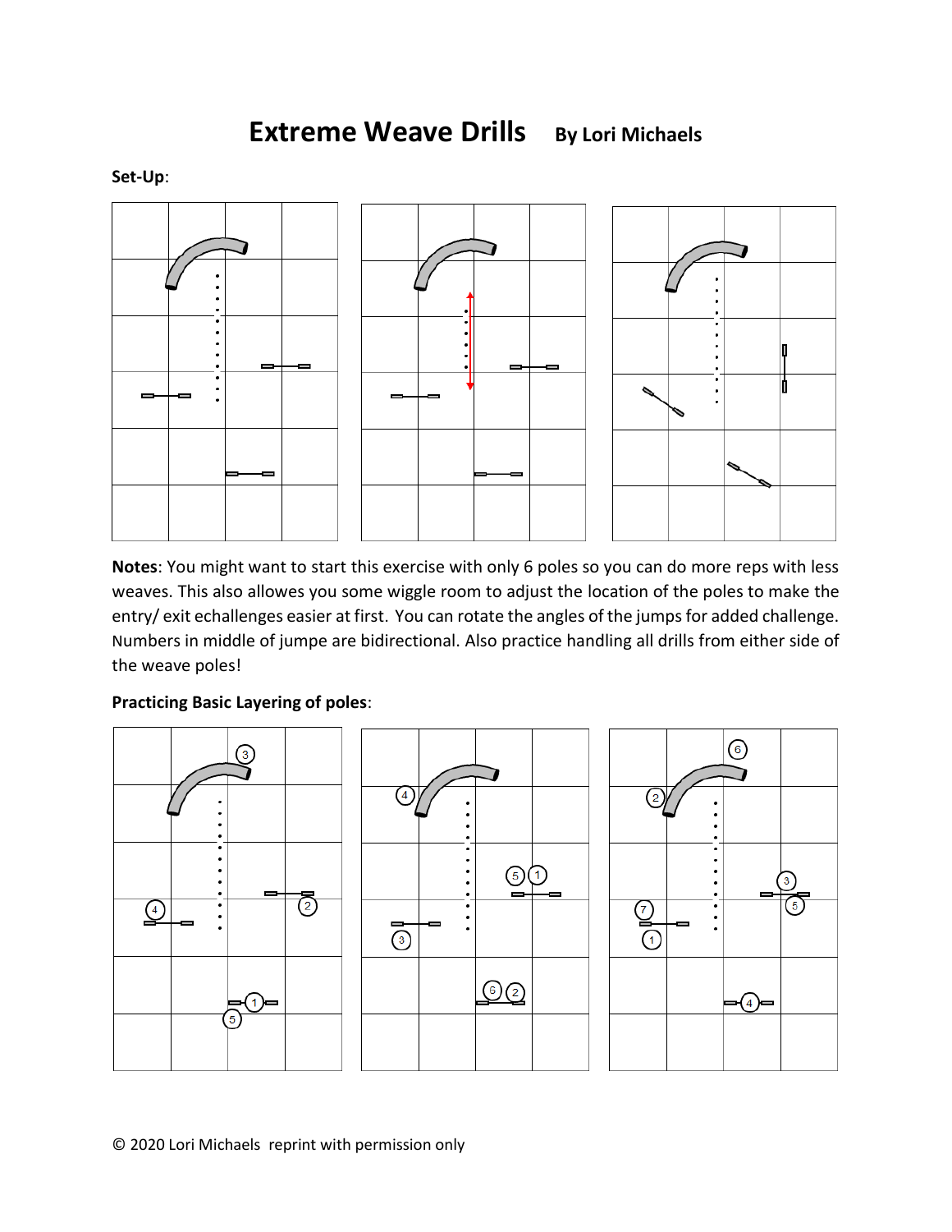# Extreme Weave Drills   By Lori Michaels

**Set-Up**:

**Notes**: You might want to start this exercise with only 6 poles so you can do more reps with less weaves. This also allowes you some wiggle room to adjust the location of the poles to make the entry/ exit echallenges easier at first. You can rotate the angles of the jumps for added challenge. Numbers in middle of jumpe are bidirectional. Also practice handling all drills from either side of the weave poles!

**Practicing Basic Layering of poles**:

© 2020 Lori Michaels reprint with permission only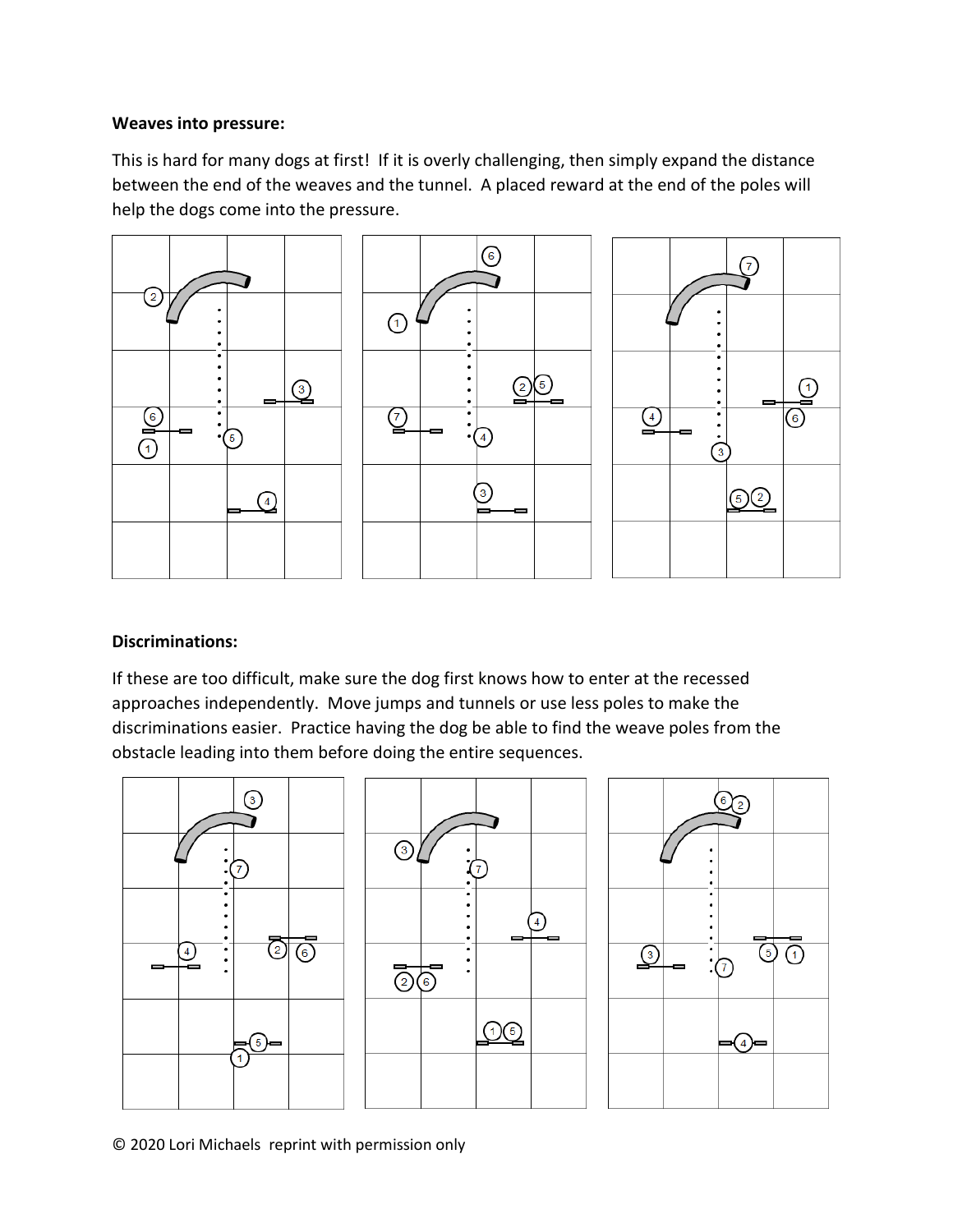**Weaves into pressure:**

This is hard for many dogs at first! If it is overly challenging, then simply expand the distance between the end of the weaves and the tunnel. A placed reward at the end of the poles will help the dogs come into the pressure.

**Discriminations:**

If these are too difficult, make sure the dog first knows how to enter at the recessed approaches independently. Move jumps and tunnels or use less poles to make the discriminations easier. Practice having the dog be able to find the weave poles from the obstacle leading into them before doing the entire sequences.

© 2020 Lori Michaels reprint with permission only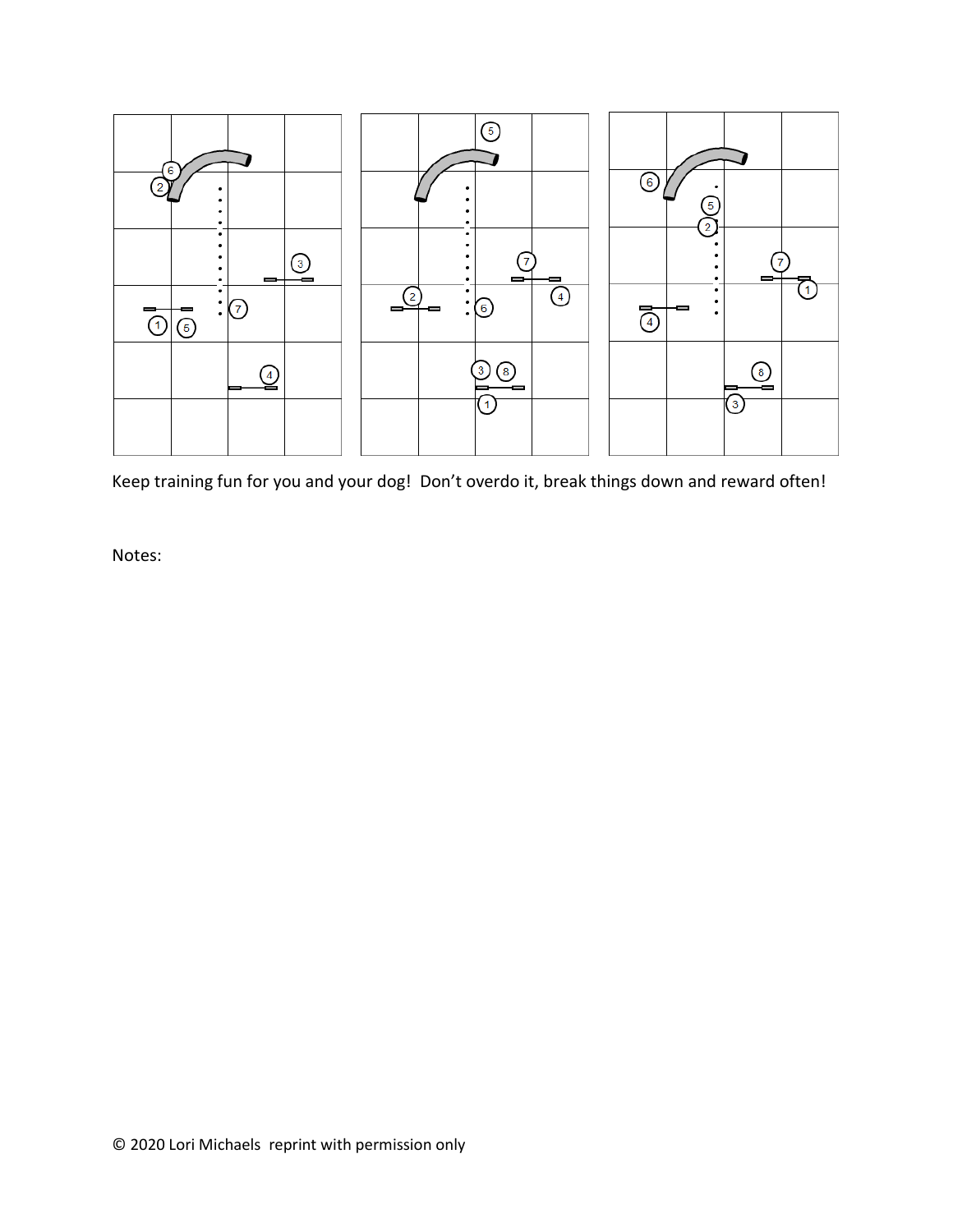Keep training fun for you and your dog! Don't overdo it, break things down and reward often!

Notes: